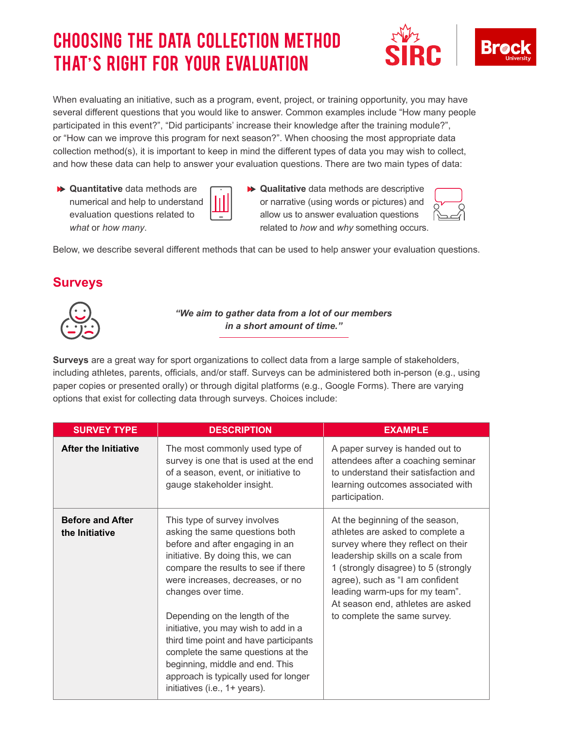# CHOOSING THE DATA COLLECTION METHOD THAT'S RIGHT FOR YOUR EVALUATION

When evaluating an initiative, such as a program, event, project, or training opportunity, you may have several different questions that you would like to answer. Common examples include "How many people participated in this event?", "Did participants' increase their knowledge after the training module?", or "How can we improve this program for next season?". When choosing the most appropriate data collection method(s), it is important to keep in mind the different types of data you may wish to collect, and how these data can help to answer your evaluation questions. There are two main types of data:

- **Quantitative** data methods are numerical and help to understand evaluation questions related to *what* or *how many*.
- **Qualitative** data methods are descriptive or narrative (using words or pictures) and allow us to answer evaluation questions related to *how* and *why* something occurs.

Below, we describe several different methods that can be used to help answer your evaluation questions.

## Surveys

***"We aim to gather data from a lot of our members in a short amount of time."***

**Surveys** are a great way for sport organizations to collect data from a large sample of stakeholders, including athletes, parents, officials, and/or staff. Surveys can be administered both in-person (e.g., using paper copies or presented orally) or through digital platforms (e.g., Google Forms). There are varying options that exist for collecting data through surveys. Choices include:

| SURVEY TYPE | DESCRIPTION | EXAMPLE |
|---|---|---|
| **After the Initiative** | The most commonly used type of survey is one that is used at the end of a season, event, or initiative to gauge stakeholder insight. | A paper survey is handed out to attendees after a coaching seminar to understand their satisfaction and learning outcomes associated with participation. |
| **Before and After the Initiative** | This type of survey involves asking the same questions both before and after engaging in an initiative. By doing this, we can compare the results to see if there were increases, decreases, or no changes over time.<br><br>Depending on the length of the initiative, you may wish to add in a third time point and have participants complete the same questions at the beginning, middle and end. This approach is typically used for longer initiatives (i.e., 1+ years). | At the beginning of the season, athletes are asked to complete a survey where they reflect on their leadership skills on a scale from 1 (strongly disagree) to 5 (strongly agree), such as "I am confident leading warm-ups for my team". At season end, athletes are asked to complete the same survey. |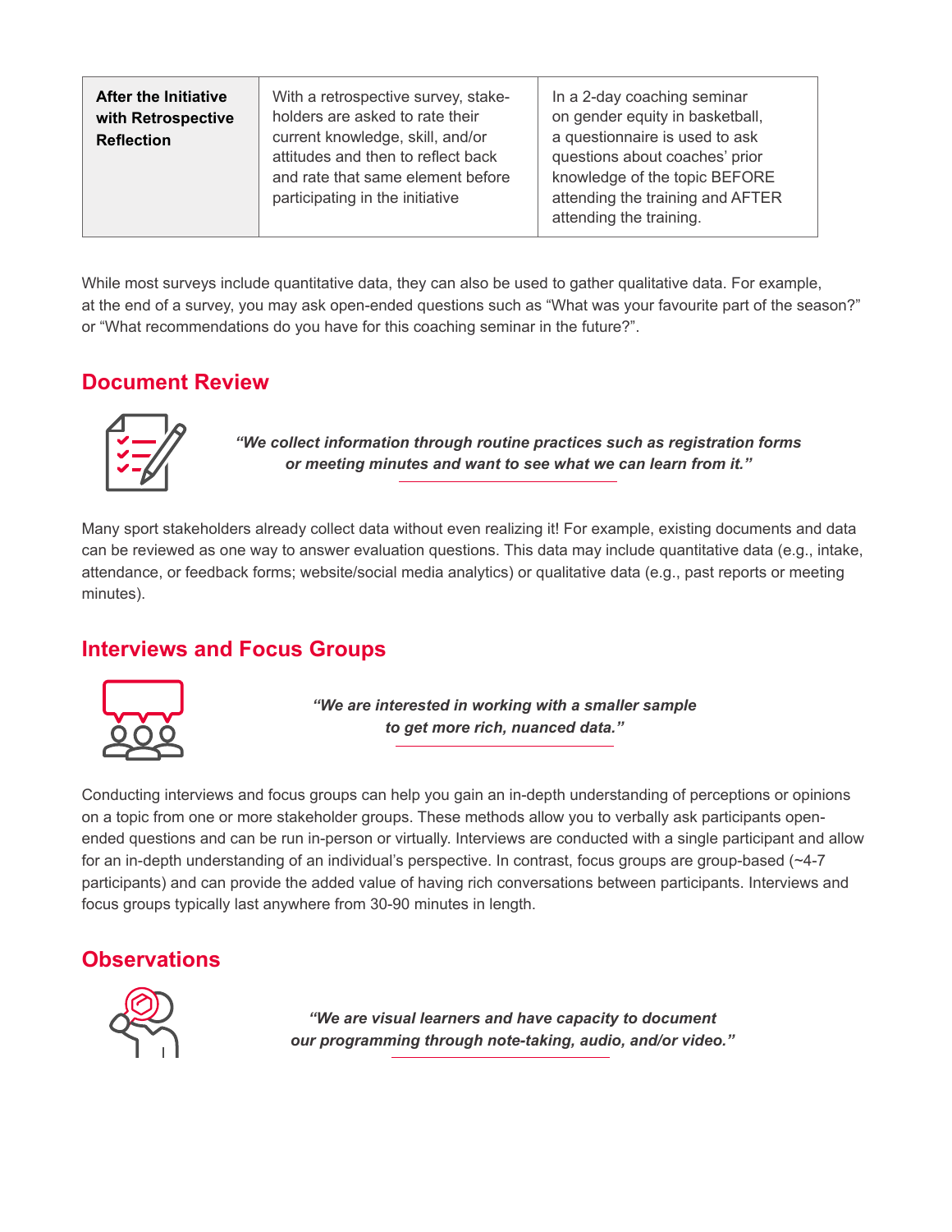| After the Initiative with Retrospective Reflection | With a retrospective survey, stake-holders are asked to rate their current knowledge, skill, and/or attitudes and then to reflect back and rate that same element before participating in the initiative | In a 2-day coaching seminar on gender equity in basketball, a questionnaire is used to ask questions about coaches' prior knowledge of the topic BEFORE attending the training and AFTER attending the training. |
|---|---|---|

While most surveys include quantitative data, they can also be used to gather qualitative data. For example, at the end of a survey, you may ask open-ended questions such as "What was your favourite part of the season?" or "What recommendations do you have for this coaching seminar in the future?".

## Document Review

***"We collect information through routine practices such as registration forms or meeting minutes and want to see what we can learn from it."***

Many sport stakeholders already collect data without even realizing it! For example, existing documents and data can be reviewed as one way to answer evaluation questions. This data may include quantitative data (e.g., intake, attendance, or feedback forms; website/social media analytics) or qualitative data (e.g., past reports or meeting minutes).

## Interviews and Focus Groups

***"We are interested in working with a smaller sample to get more rich, nuanced data."***

Conducting interviews and focus groups can help you gain an in-depth understanding of perceptions or opinions on a topic from one or more stakeholder groups. These methods allow you to verbally ask participants open-ended questions and can be run in-person or virtually. Interviews are conducted with a single participant and allow for an in-depth understanding of an individual's perspective. In contrast, focus groups are group-based (~4-7 participants) and can provide the added value of having rich conversations between participants. Interviews and focus groups typically last anywhere from 30-90 minutes in length.

## Observations

***"We are visual learners and have capacity to document our programming through note-taking, audio, and/or video."***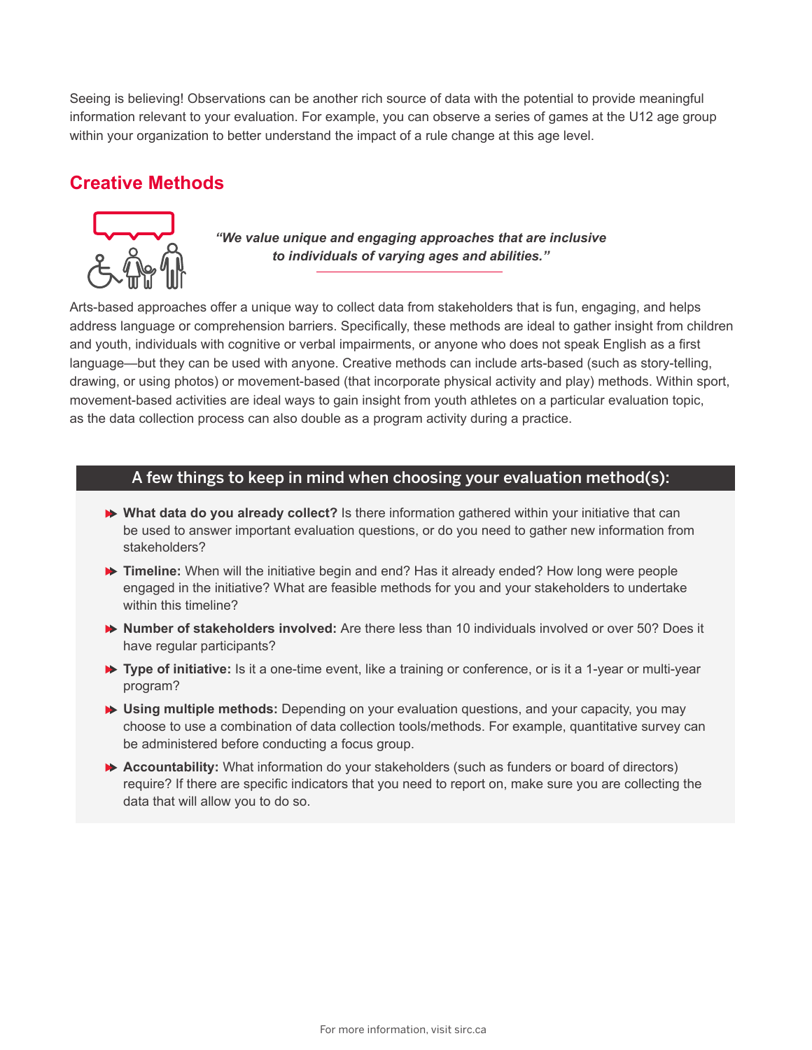Seeing is believing! Observations can be another rich source of data with the potential to provide meaningful information relevant to your evaluation. For example, you can observe a series of games at the U12 age group within your organization to better understand the impact of a rule change at this age level.

## Creative Methods

***"We value unique and engaging approaches that are inclusive to individuals of varying ages and abilities."***

Arts-based approaches offer a unique way to collect data from stakeholders that is fun, engaging, and helps address language or comprehension barriers. Specifically, these methods are ideal to gather insight from children and youth, individuals with cognitive or verbal impairments, or anyone who does not speak English as a first language—but they can be used with anyone. Creative methods can include arts-based (such as story-telling, drawing, or using photos) or movement-based (that incorporate physical activity and play) methods. Within sport, movement-based activities are ideal ways to gain insight from youth athletes on a particular evaluation topic, as the data collection process can also double as a program activity during a practice.

### A few things to keep in mind when choosing your evaluation method(s):

- **What data do you already collect?** Is there information gathered within your initiative that can be used to answer important evaluation questions, or do you need to gather new information from stakeholders?
- **Timeline:** When will the initiative begin and end? Has it already ended? How long were people engaged in the initiative? What are feasible methods for you and your stakeholders to undertake within this timeline?
- **Number of stakeholders involved:** Are there less than 10 individuals involved or over 50? Does it have regular participants?
- **Type of initiative:** Is it a one-time event, like a training or conference, or is it a 1-year or multi-year program?
- **Using multiple methods:** Depending on your evaluation questions, and your capacity, you may choose to use a combination of data collection tools/methods. For example, quantitative survey can be administered before conducting a focus group.
- **Accountability:** What information do your stakeholders (such as funders or board of directors) require? If there are specific indicators that you need to report on, make sure you are collecting the data that will allow you to do so.